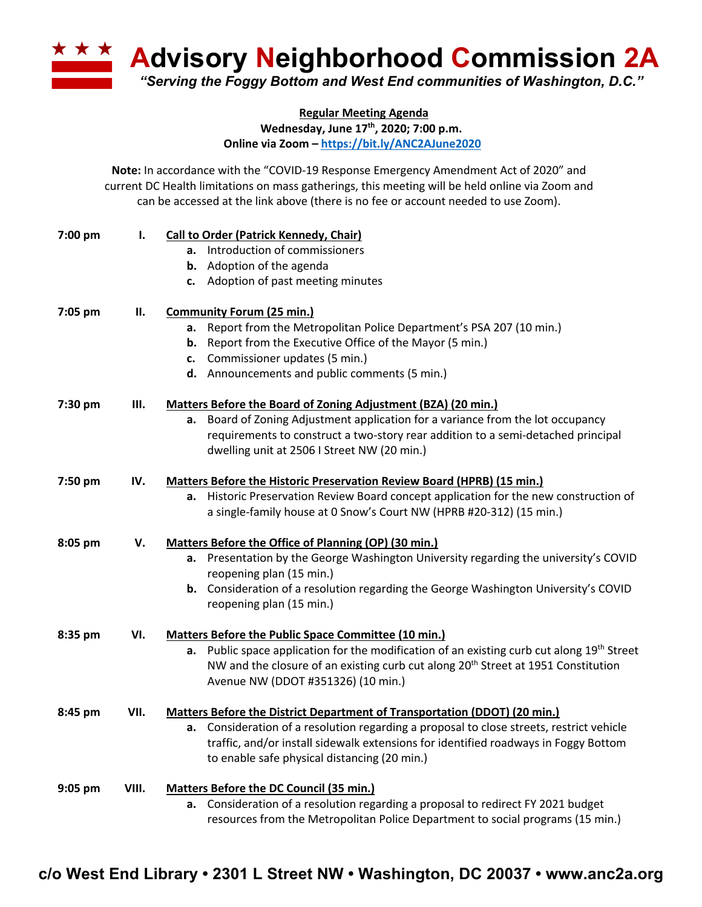# Advisory Neighborhood Commission 2A

*"Serving the Foggy Bottom and West End communities of Washington, D.C."*

**Regular Meeting Agenda**
**Wednesday, June 17th, 2020; 7:00 p.m.**
**Online via Zoom – https://bit.ly/ANC2AJune2020**

**Note:** In accordance with the "COVID-19 Response Emergency Amendment Act of 2020" and current DC Health limitations on mass gatherings, this meeting will be held online via Zoom and can be accessed at the link above (there is no fee or account needed to use Zoom).

**7:00 pm** **I.** **Call to Order (Patrick Kennedy, Chair)**
- **a.** Introduction of commissioners
- **b.** Adoption of the agenda
- **c.** Adoption of past meeting minutes

**7:05 pm** **II.** **Community Forum (25 min.)**
- **a.** Report from the Metropolitan Police Department's PSA 207 (10 min.)
- **b.** Report from the Executive Office of the Mayor (5 min.)
- **c.** Commissioner updates (5 min.)
- **d.** Announcements and public comments (5 min.)

**7:30 pm** **III.** **Matters Before the Board of Zoning Adjustment (BZA) (20 min.)**
- **a.** Board of Zoning Adjustment application for a variance from the lot occupancy requirements to construct a two-story rear addition to a semi-detached principal dwelling unit at 2506 I Street NW (20 min.)

**7:50 pm** **IV.** **Matters Before the Historic Preservation Review Board (HPRB) (15 min.)**
- **a.** Historic Preservation Review Board concept application for the new construction of a single-family house at 0 Snow's Court NW (HPRB #20-312) (15 min.)

**8:05 pm** **V.** **Matters Before the Office of Planning (OP) (30 min.)**
- **a.** Presentation by the George Washington University regarding the university's COVID reopening plan (15 min.)
- **b.** Consideration of a resolution regarding the George Washington University's COVID reopening plan (15 min.)

**8:35 pm** **VI.** **Matters Before the Public Space Committee (10 min.)**
- **a.** Public space application for the modification of an existing curb cut along 19th Street NW and the closure of an existing curb cut along 20th Street at 1951 Constitution Avenue NW (DDOT #351326) (10 min.)

**8:45 pm** **VII.** **Matters Before the District Department of Transportation (DDOT) (20 min.)**
- **a.** Consideration of a resolution regarding a proposal to close streets, restrict vehicle traffic, and/or install sidewalk extensions for identified roadways in Foggy Bottom to enable safe physical distancing (20 min.)

**9:05 pm** **VIII.** **Matters Before the DC Council (35 min.)**
- **a.** Consideration of a resolution regarding a proposal to redirect FY 2021 budget resources from the Metropolitan Police Department to social programs (15 min.)

**c/o West End Library • 2301 L Street NW • Washington, DC 20037 • www.anc2a.org**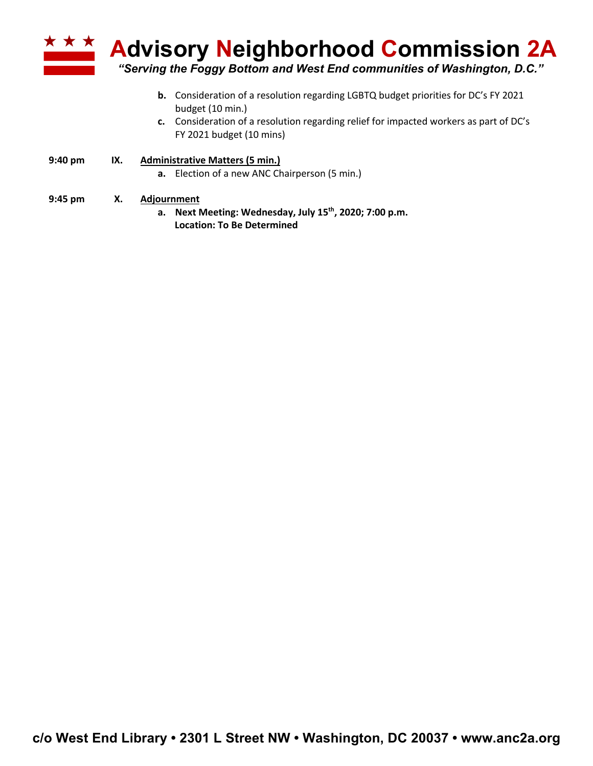b. Consideration of a resolution regarding LGBTQ budget priorities for DC's FY 2021 budget (10 min.)

c. Consideration of a resolution regarding relief for impacted workers as part of DC's FY 2021 budget (10 mins)

**9:40 pm IX. Administrative Matters (5 min.)**

a. Election of a new ANC Chairperson (5 min.)

**9:45 pm X. Adjournment**

a. **Next Meeting: Wednesday, July 15th, 2020; 7:00 p.m.**
**Location: To Be Determined**